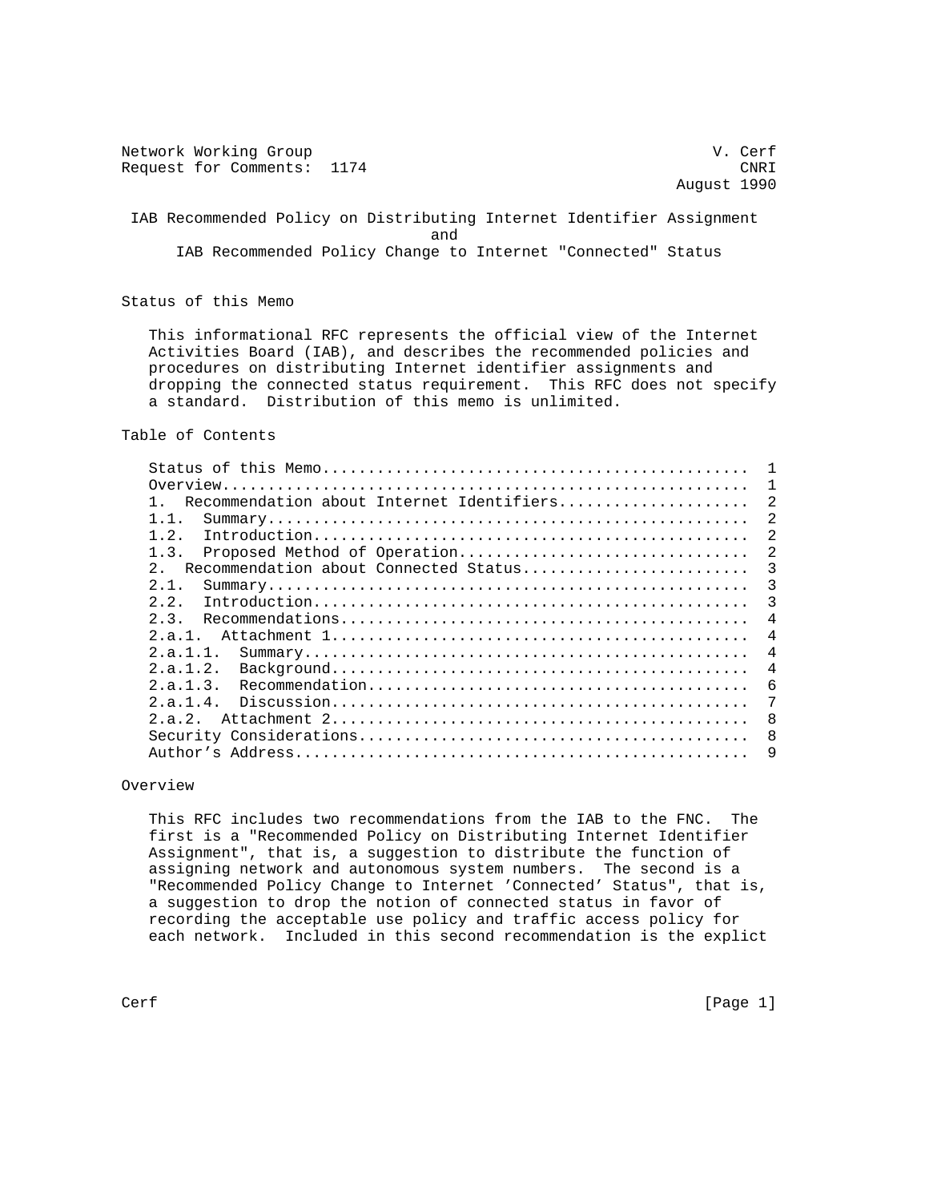Network Working Group V. Cerf
Request for Comments: 1174 CNRI
August 1990

# IAB Recommended Policy on Distributing Internet Identifier Assignment and IAB Recommended Policy Change to Internet "Connected" Status

## Status of this Memo

This informational RFC represents the official view of the Internet Activities Board (IAB), and describes the recommended policies and procedures on distributing Internet identifier assignments and dropping the connected status requirement. This RFC does not specify a standard. Distribution of this memo is unlimited.

## Table of Contents

```
Status of this Memo.............................................  1
Overview........................................................  1
1.  Recommendation about Internet Identifiers....................  2
1.1.  Summary...................................................  2
1.2.  Introduction..............................................  2
1.3.  Proposed Method of Operation..............................  2
2.  Recommendation about Connected Status........................  3
2.1.  Summary...................................................  3
2.2.  Introduction..............................................  3
2.3.  Recommendations...........................................  4
2.a.1.  Attachment 1............................................  4
2.a.1.1.  Summary...............................................  4
2.a.1.2.  Background............................................  4
2.a.1.3.  Recommendation........................................  6
2.a.1.4.  Discussion............................................  7
2.a.2.  Attachment 2............................................  8
Security Considerations.........................................  8
Author's Address................................................  9
```

## Overview

This RFC includes two recommendations from the IAB to the FNC. The first is a "Recommended Policy on Distributing Internet Identifier Assignment", that is, a suggestion to distribute the function of assigning network and autonomous system numbers. The second is a "Recommended Policy Change to Internet 'Connected' Status", that is, a suggestion to drop the notion of connected status in favor of recording the acceptable use policy and traffic access policy for each network. Included in this second recommendation is the explict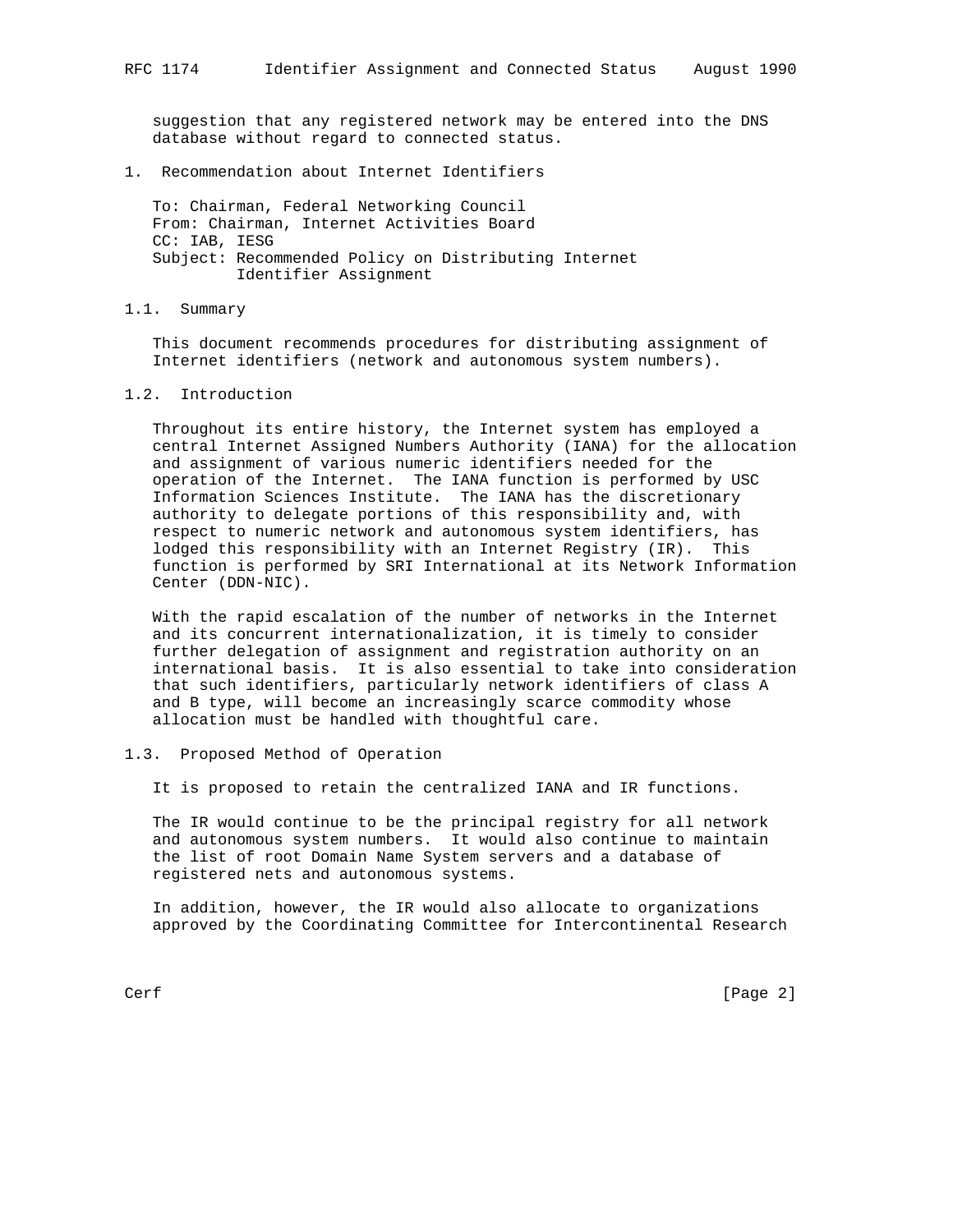suggestion that any registered network may be entered into the DNS database without regard to connected status.

## 1. Recommendation about Internet Identifiers

To: Chairman, Federal Networking Council
From: Chairman, Internet Activities Board
CC: IAB, IESG
Subject: Recommended Policy on Distributing Internet Identifier Assignment

### 1.1. Summary

This document recommends procedures for distributing assignment of Internet identifiers (network and autonomous system numbers).

### 1.2. Introduction

Throughout its entire history, the Internet system has employed a central Internet Assigned Numbers Authority (IANA) for the allocation and assignment of various numeric identifiers needed for the operation of the Internet. The IANA function is performed by USC Information Sciences Institute. The IANA has the discretionary authority to delegate portions of this responsibility and, with respect to numeric network and autonomous system identifiers, has lodged this responsibility with an Internet Registry (IR). This function is performed by SRI International at its Network Information Center (DDN-NIC).

With the rapid escalation of the number of networks in the Internet and its concurrent internationalization, it is timely to consider further delegation of assignment and registration authority on an international basis. It is also essential to take into consideration that such identifiers, particularly network identifiers of class A and B type, will become an increasingly scarce commodity whose allocation must be handled with thoughtful care.

### 1.3. Proposed Method of Operation

It is proposed to retain the centralized IANA and IR functions.

The IR would continue to be the principal registry for all network and autonomous system numbers. It would also continue to maintain the list of root Domain Name System servers and a database of registered nets and autonomous systems.

In addition, however, the IR would also allocate to organizations approved by the Coordinating Committee for Intercontinental Research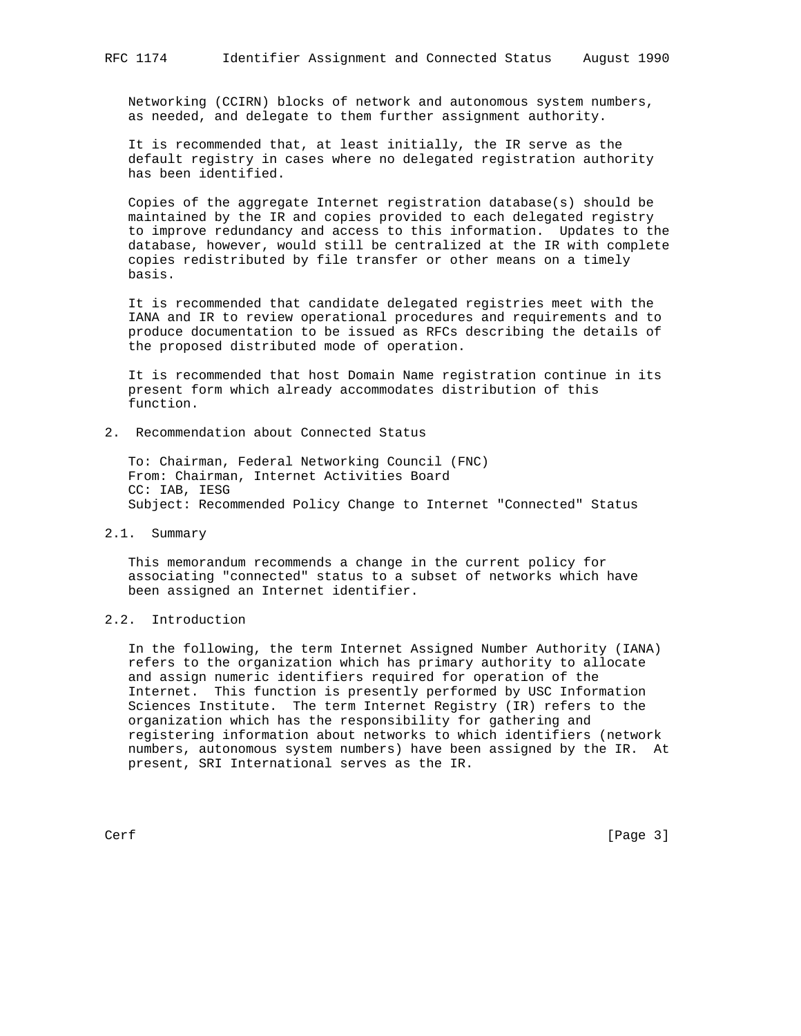Networking (CCIRN) blocks of network and autonomous system numbers, as needed, and delegate to them further assignment authority.

It is recommended that, at least initially, the IR serve as the default registry in cases where no delegated registration authority has been identified.

Copies of the aggregate Internet registration database(s) should be maintained by the IR and copies provided to each delegated registry to improve redundancy and access to this information. Updates to the database, however, would still be centralized at the IR with complete copies redistributed by file transfer or other means on a timely basis.

It is recommended that candidate delegated registries meet with the IANA and IR to review operational procedures and requirements and to produce documentation to be issued as RFCs describing the details of the proposed distributed mode of operation.

It is recommended that host Domain Name registration continue in its present form which already accommodates distribution of this function.

## 2. Recommendation about Connected Status

To: Chairman, Federal Networking Council (FNC)
From: Chairman, Internet Activities Board
CC: IAB, IESG
Subject: Recommended Policy Change to Internet "Connected" Status

### 2.1. Summary

This memorandum recommends a change in the current policy for associating "connected" status to a subset of networks which have been assigned an Internet identifier.

### 2.2. Introduction

In the following, the term Internet Assigned Number Authority (IANA) refers to the organization which has primary authority to allocate and assign numeric identifiers required for operation of the Internet. This function is presently performed by USC Information Sciences Institute. The term Internet Registry (IR) refers to the organization which has the responsibility for gathering and registering information about networks to which identifiers (network numbers, autonomous system numbers) have been assigned by the IR. At present, SRI International serves as the IR.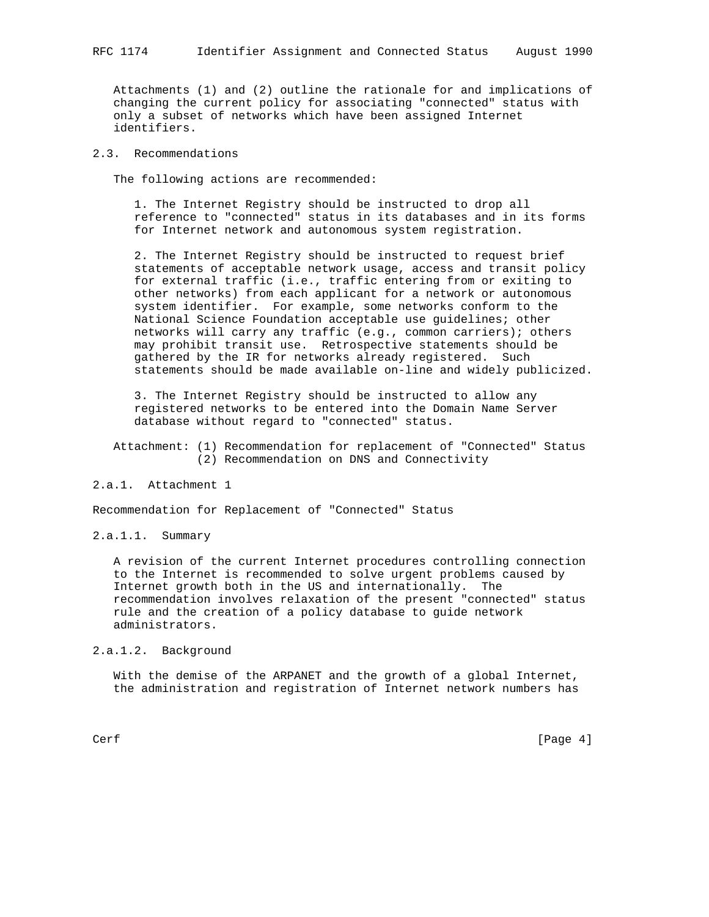Attachments (1) and (2) outline the rationale for and implications of changing the current policy for associating "connected" status with only a subset of networks which have been assigned Internet identifiers.

## 2.3. Recommendations

The following actions are recommended:

1. The Internet Registry should be instructed to drop all reference to "connected" status in its databases and in its forms for Internet network and autonomous system registration.

2. The Internet Registry should be instructed to request brief statements of acceptable network usage, access and transit policy for external traffic (i.e., traffic entering from or exiting to other networks) from each applicant for a network or autonomous system identifier. For example, some networks conform to the National Science Foundation acceptable use guidelines; other networks will carry any traffic (e.g., common carriers); others may prohibit transit use. Retrospective statements should be gathered by the IR for networks already registered. Such statements should be made available on-line and widely publicized.

3. The Internet Registry should be instructed to allow any registered networks to be entered into the Domain Name Server database without regard to "connected" status.

Attachment: (1) Recommendation for replacement of "Connected" Status
(2) Recommendation on DNS and Connectivity

## 2.a.1. Attachment 1

Recommendation for Replacement of "Connected" Status

### 2.a.1.1. Summary

A revision of the current Internet procedures controlling connection to the Internet is recommended to solve urgent problems caused by Internet growth both in the US and internationally. The recommendation involves relaxation of the present "connected" status rule and the creation of a policy database to guide network administrators.

### 2.a.1.2. Background

With the demise of the ARPANET and the growth of a global Internet, the administration and registration of Internet network numbers has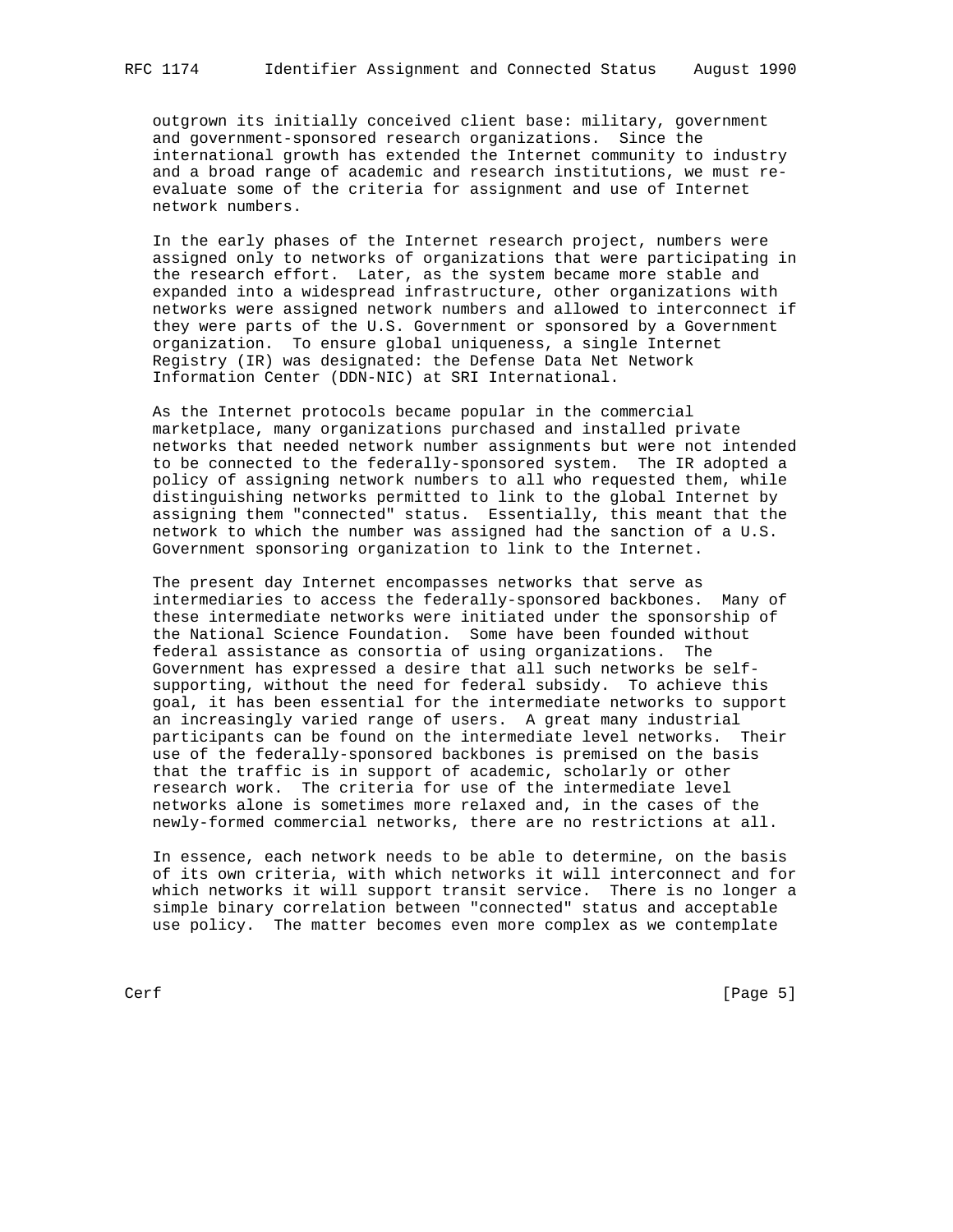outgrown its initially conceived client base: military, government and government-sponsored research organizations. Since the international growth has extended the Internet community to industry and a broad range of academic and research institutions, we must re-evaluate some of the criteria for assignment and use of Internet network numbers.

In the early phases of the Internet research project, numbers were assigned only to networks of organizations that were participating in the research effort. Later, as the system became more stable and expanded into a widespread infrastructure, other organizations with networks were assigned network numbers and allowed to interconnect if they were parts of the U.S. Government or sponsored by a Government organization. To ensure global uniqueness, a single Internet Registry (IR) was designated: the Defense Data Net Network Information Center (DDN-NIC) at SRI International.

As the Internet protocols became popular in the commercial marketplace, many organizations purchased and installed private networks that needed network number assignments but were not intended to be connected to the federally-sponsored system. The IR adopted a policy of assigning network numbers to all who requested them, while distinguishing networks permitted to link to the global Internet by assigning them "connected" status. Essentially, this meant that the network to which the number was assigned had the sanction of a U.S. Government sponsoring organization to link to the Internet.

The present day Internet encompasses networks that serve as intermediaries to access the federally-sponsored backbones. Many of these intermediate networks were initiated under the sponsorship of the National Science Foundation. Some have been founded without federal assistance as consortia of using organizations. The Government has expressed a desire that all such networks be self-supporting, without the need for federal subsidy. To achieve this goal, it has been essential for the intermediate networks to support an increasingly varied range of users. A great many industrial participants can be found on the intermediate level networks. Their use of the federally-sponsored backbones is premised on the basis that the traffic is in support of academic, scholarly or other research work. The criteria for use of the intermediate level networks alone is sometimes more relaxed and, in the cases of the newly-formed commercial networks, there are no restrictions at all.

In essence, each network needs to be able to determine, on the basis of its own criteria, with which networks it will interconnect and for which networks it will support transit service. There is no longer a simple binary correlation between "connected" status and acceptable use policy. The matter becomes even more complex as we contemplate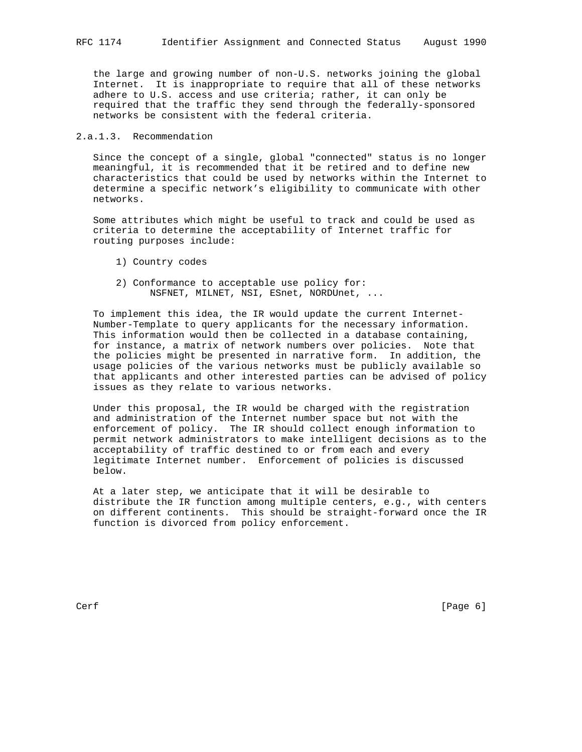the large and growing number of non-U.S. networks joining the global Internet. It is inappropriate to require that all of these networks adhere to U.S. access and use criteria; rather, it can only be required that the traffic they send through the federally-sponsored networks be consistent with the federal criteria.

### 2.a.1.3. Recommendation

Since the concept of a single, global "connected" status is no longer meaningful, it is recommended that it be retired and to define new characteristics that could be used by networks within the Internet to determine a specific network's eligibility to communicate with other networks.

Some attributes which might be useful to track and could be used as criteria to determine the acceptability of Internet traffic for routing purposes include:

1) Country codes

2) Conformance to acceptable use policy for:
   NSFNET, MILNET, NSI, ESnet, NORDUnet, ...

To implement this idea, the IR would update the current Internet-Number-Template to query applicants for the necessary information. This information would then be collected in a database containing, for instance, a matrix of network numbers over policies. Note that the policies might be presented in narrative form. In addition, the usage policies of the various networks must be publicly available so that applicants and other interested parties can be advised of policy issues as they relate to various networks.

Under this proposal, the IR would be charged with the registration and administration of the Internet number space but not with the enforcement of policy. The IR should collect enough information to permit network administrators to make intelligent decisions as to the acceptability of traffic destined to or from each and every legitimate Internet number. Enforcement of policies is discussed below.

At a later step, we anticipate that it will be desirable to distribute the IR function among multiple centers, e.g., with centers on different continents. This should be straight-forward once the IR function is divorced from policy enforcement.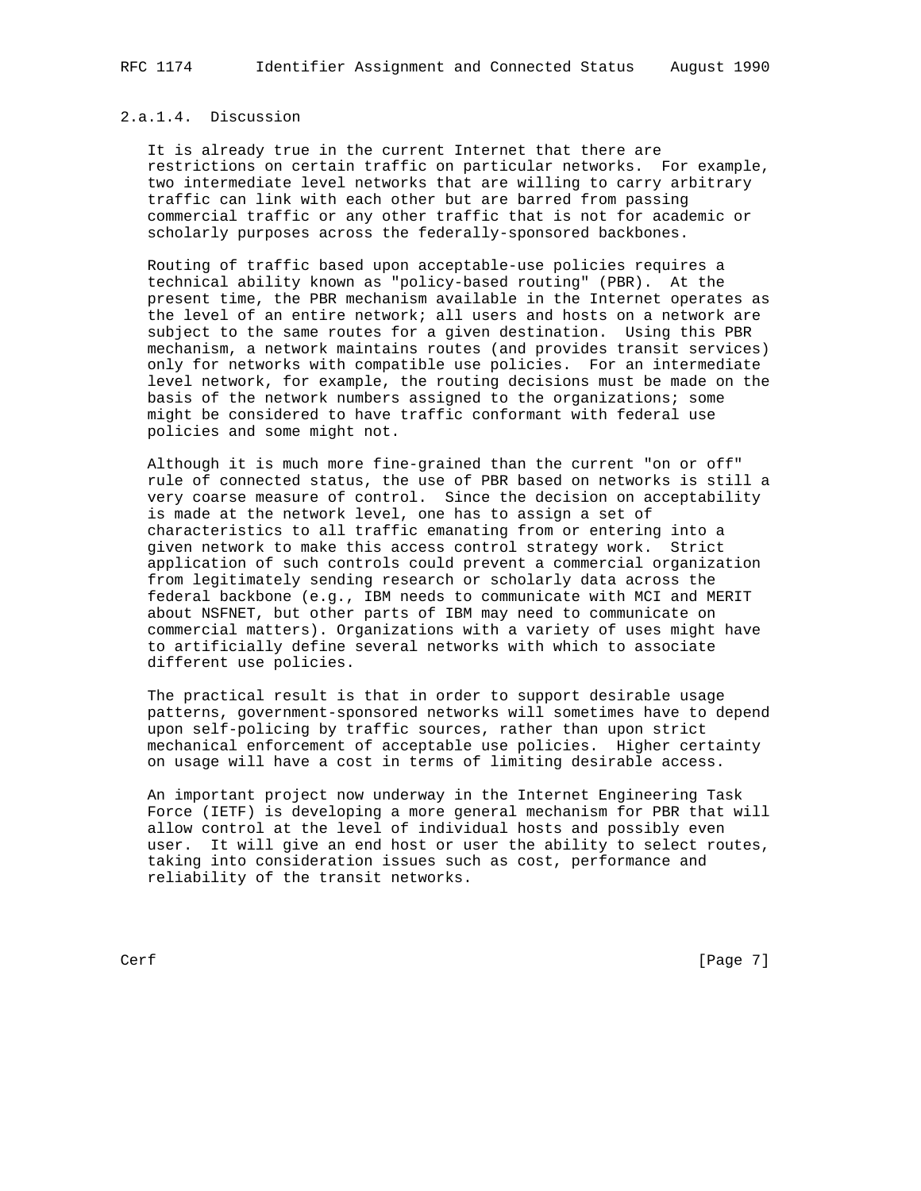### 2.a.1.4. Discussion

It is already true in the current Internet that there are restrictions on certain traffic on particular networks. For example, two intermediate level networks that are willing to carry arbitrary traffic can link with each other but are barred from passing commercial traffic or any other traffic that is not for academic or scholarly purposes across the federally-sponsored backbones.

Routing of traffic based upon acceptable-use policies requires a technical ability known as "policy-based routing" (PBR). At the present time, the PBR mechanism available in the Internet operates as the level of an entire network; all users and hosts on a network are subject to the same routes for a given destination. Using this PBR mechanism, a network maintains routes (and provides transit services) only for networks with compatible use policies. For an intermediate level network, for example, the routing decisions must be made on the basis of the network numbers assigned to the organizations; some might be considered to have traffic conformant with federal use policies and some might not.

Although it is much more fine-grained than the current "on or off" rule of connected status, the use of PBR based on networks is still a very coarse measure of control. Since the decision on acceptability is made at the network level, one has to assign a set of characteristics to all traffic emanating from or entering into a given network to make this access control strategy work. Strict application of such controls could prevent a commercial organization from legitimately sending research or scholarly data across the federal backbone (e.g., IBM needs to communicate with MCI and MERIT about NSFNET, but other parts of IBM may need to communicate on commercial matters). Organizations with a variety of uses might have to artificially define several networks with which to associate different use policies.

The practical result is that in order to support desirable usage patterns, government-sponsored networks will sometimes have to depend upon self-policing by traffic sources, rather than upon strict mechanical enforcement of acceptable use policies. Higher certainty on usage will have a cost in terms of limiting desirable access.

An important project now underway in the Internet Engineering Task Force (IETF) is developing a more general mechanism for PBR that will allow control at the level of individual hosts and possibly even user. It will give an end host or user the ability to select routes, taking into consideration issues such as cost, performance and reliability of the transit networks.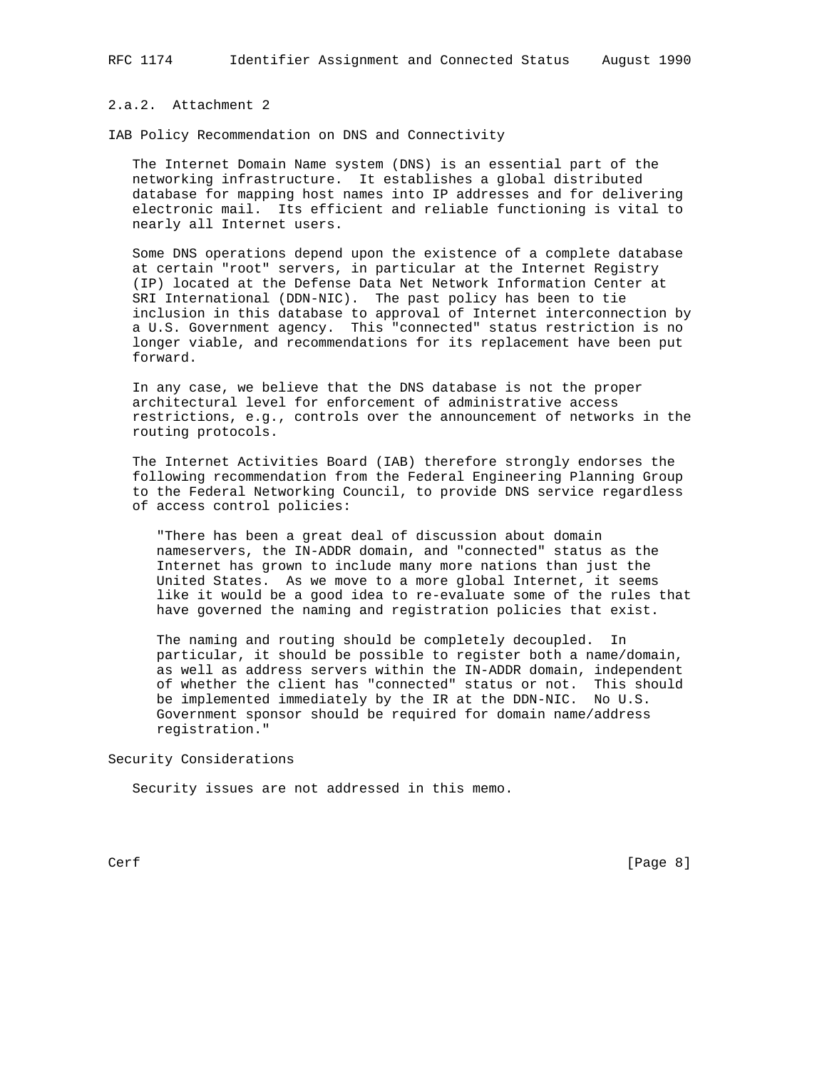### 2.a.2. Attachment 2

#### IAB Policy Recommendation on DNS and Connectivity

The Internet Domain Name system (DNS) is an essential part of the networking infrastructure. It establishes a global distributed database for mapping host names into IP addresses and for delivering electronic mail. Its efficient and reliable functioning is vital to nearly all Internet users.

Some DNS operations depend upon the existence of a complete database at certain "root" servers, in particular at the Internet Registry (IP) located at the Defense Data Net Network Information Center at SRI International (DDN-NIC). The past policy has been to tie inclusion in this database to approval of Internet interconnection by a U.S. Government agency. This "connected" status restriction is no longer viable, and recommendations for its replacement have been put forward.

In any case, we believe that the DNS database is not the proper architectural level for enforcement of administrative access restrictions, e.g., controls over the announcement of networks in the routing protocols.

The Internet Activities Board (IAB) therefore strongly endorses the following recommendation from the Federal Engineering Planning Group to the Federal Networking Council, to provide DNS service regardless of access control policies:

> "There has been a great deal of discussion about domain nameservers, the IN-ADDR domain, and "connected" status as the Internet has grown to include many more nations than just the United States. As we move to a more global Internet, it seems like it would be a good idea to re-evaluate some of the rules that have governed the naming and registration policies that exist.
>
> The naming and routing should be completely decoupled. In particular, it should be possible to register both a name/domain, as well as address servers within the IN-ADDR domain, independent of whether the client has "connected" status or not. This should be implemented immediately by the IR at the DDN-NIC. No U.S. Government sponsor should be required for domain name/address registration."

## Security Considerations

Security issues are not addressed in this memo.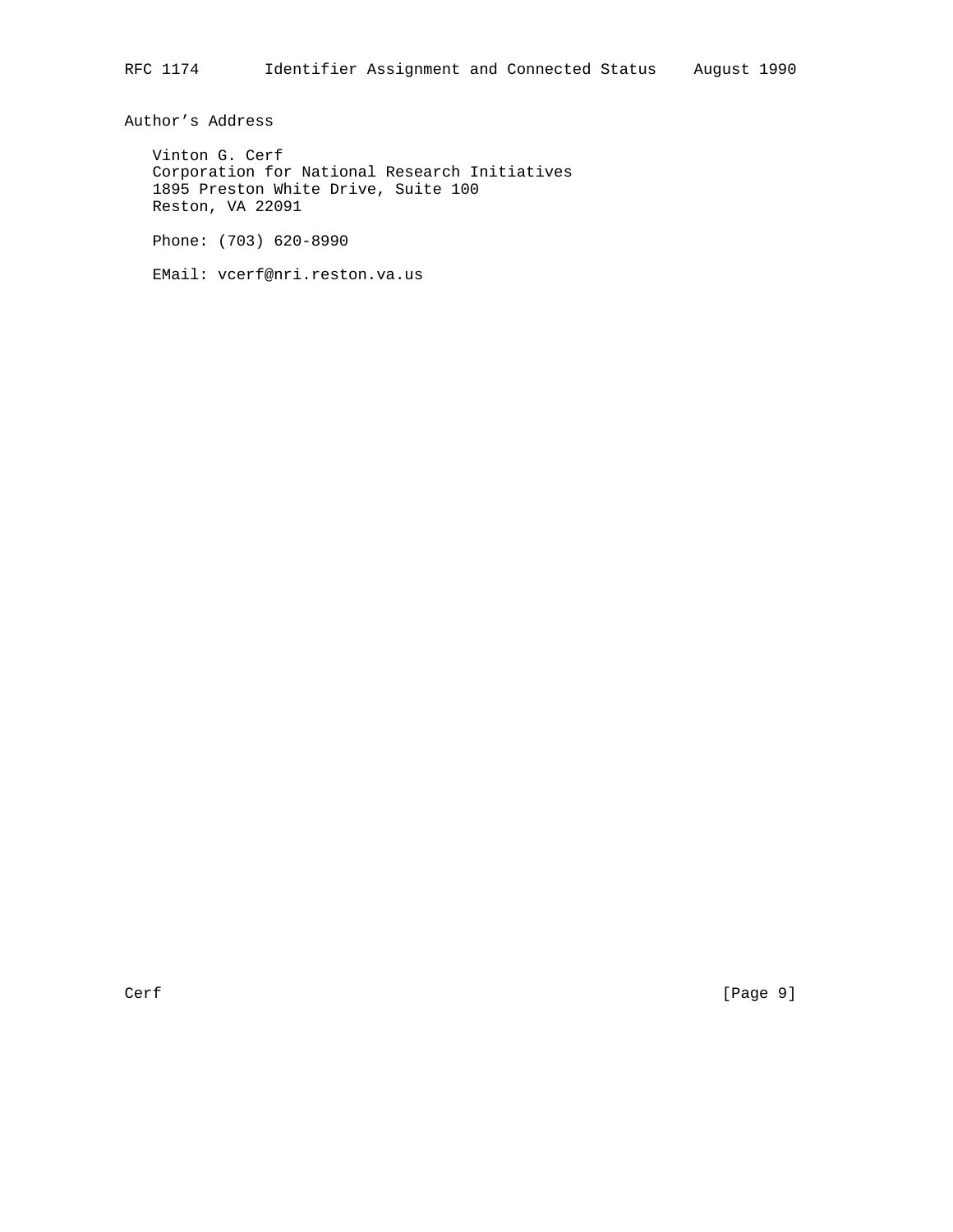## Author's Address

Vinton G. Cerf
Corporation for National Research Initiatives
1895 Preston White Drive, Suite 100
Reston, VA 22091

Phone: (703) 620-8990

EMail: vcerf@nri.reston.va.us